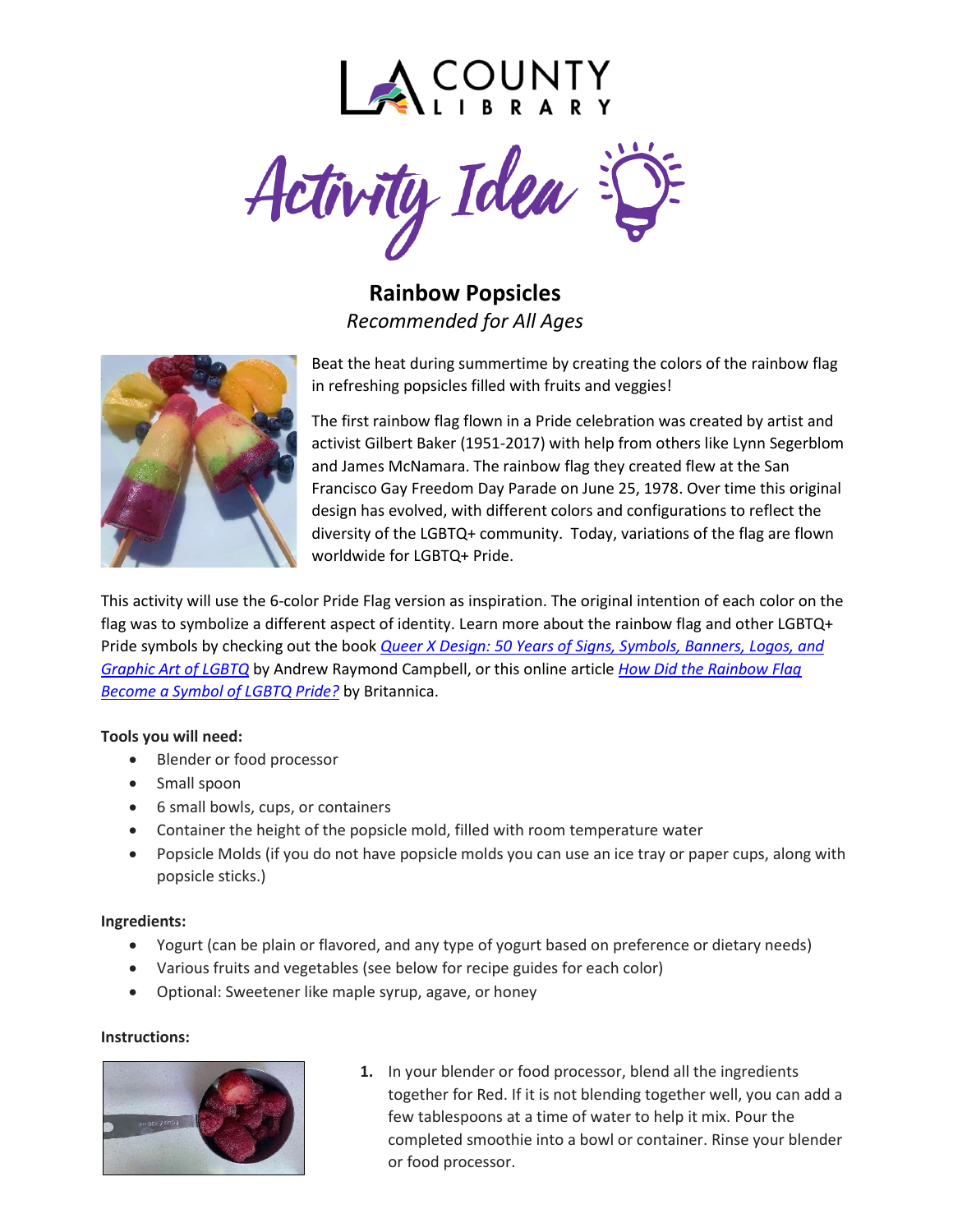LA COUNTY LIBRARY

# Activity Idea

## Rainbow Popsicles

*Recommended for All Ages*

Beat the heat during summertime by creating the colors of the rainbow flag in refreshing popsicles filled with fruits and veggies!

The first rainbow flag flown in a Pride celebration was created by artist and activist Gilbert Baker (1951-2017) with help from others like Lynn Segerblom and James McNamara. The rainbow flag they created flew at the San Francisco Gay Freedom Day Parade on June 25, 1978. Over time this original design has evolved, with different colors and configurations to reflect the diversity of the LGBTQ+ community. Today, variations of the flag are flown worldwide for LGBTQ+ Pride.

This activity will use the 6-color Pride Flag version as inspiration. The original intention of each color on the flag was to symbolize a different aspect of identity. Learn more about the rainbow flag and other LGBTQ+ Pride symbols by checking out the book *Queer X Design: 50 Years of Signs, Symbols, Banners, Logos, and Graphic Art of LGBTQ* by Andrew Raymond Campbell, or this online article *How Did the Rainbow Flag Become a Symbol of LGBTQ Pride?* by Britannica.

**Tools you will need:**

- Blender or food processor
- Small spoon
- 6 small bowls, cups, or containers
- Container the height of the popsicle mold, filled with room temperature water
- Popsicle Molds (if you do not have popsicle molds you can use an ice tray or paper cups, along with popsicle sticks.)

**Ingredients:**

- Yogurt (can be plain or flavored, and any type of yogurt based on preference or dietary needs)
- Various fruits and vegetables (see below for recipe guides for each color)
- Optional: Sweetener like maple syrup, agave, or honey

**Instructions:**

1. In your blender or food processor, blend all the ingredients together for Red. If it is not blending together well, you can add a few tablespoons at a time of water to help it mix. Pour the completed smoothie into a bowl or container. Rinse your blender or food processor.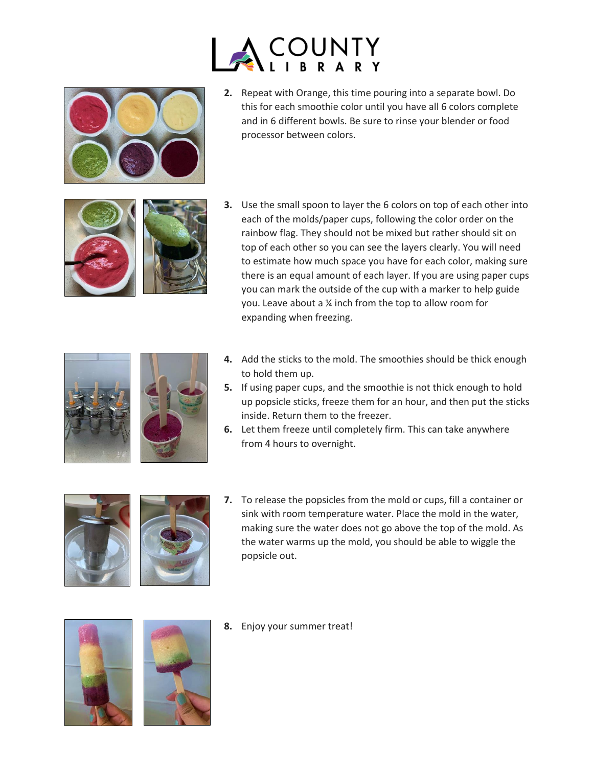2. Repeat with Orange, this time pouring into a separate bowl. Do this for each smoothie color until you have all 6 colors complete and in 6 different bowls. Be sure to rinse your blender or food processor between colors.

3. Use the small spoon to layer the 6 colors on top of each other into each of the molds/paper cups, following the color order on the rainbow flag. They should not be mixed but rather should sit on top of each other so you can see the layers clearly. You will need to estimate how much space you have for each color, making sure there is an equal amount of each layer. If you are using paper cups you can mark the outside of the cup with a marker to help guide you. Leave about a ¼ inch from the top to allow room for expanding when freezing.

4. Add the sticks to the mold. The smoothies should be thick enough to hold them up.
5. If using paper cups, and the smoothie is not thick enough to hold up popsicle sticks, freeze them for an hour, and then put the sticks inside. Return them to the freezer.
6. Let them freeze until completely firm. This can take anywhere from 4 hours to overnight.

7. To release the popsicles from the mold or cups, fill a container or sink with room temperature water. Place the mold in the water, making sure the water does not go above the top of the mold. As the water warms up the mold, you should be able to wiggle the popsicle out.

8. Enjoy your summer treat!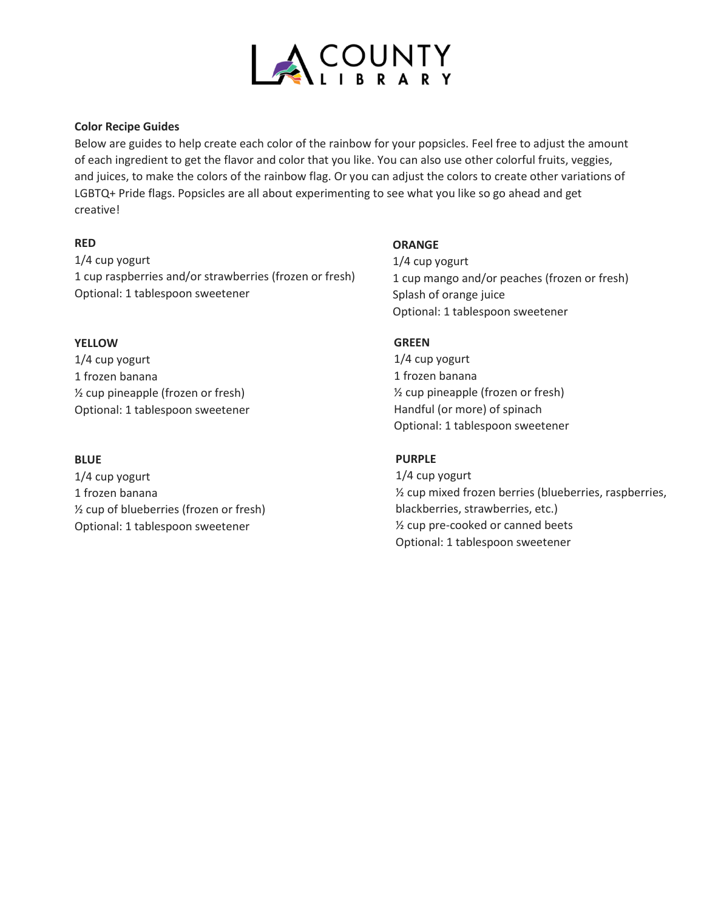**Color Recipe Guides**

Below are guides to help create each color of the rainbow for your popsicles. Feel free to adjust the amount of each ingredient to get the flavor and color that you like. You can also use other colorful fruits, veggies, and juices, to make the colors of the rainbow flag. Or you can adjust the colors to create other variations of LGBTQ+ Pride flags. Popsicles are all about experimenting to see what you like so go ahead and get creative!

**RED**

1/4 cup yogurt
1 cup raspberries and/or strawberries (frozen or fresh)
Optional: 1 tablespoon sweetener

**ORANGE**

1/4 cup yogurt
1 cup mango and/or peaches (frozen or fresh)
Splash of orange juice
Optional: 1 tablespoon sweetener

**YELLOW**

1/4 cup yogurt
1 frozen banana
½ cup pineapple (frozen or fresh)
Optional: 1 tablespoon sweetener

**GREEN**

1/4 cup yogurt
1 frozen banana
½ cup pineapple (frozen or fresh)
Handful (or more) of spinach
Optional: 1 tablespoon sweetener

**BLUE**

1/4 cup yogurt
1 frozen banana
½ cup of blueberries (frozen or fresh)
Optional: 1 tablespoon sweetener

**PURPLE**

1/4 cup yogurt
½ cup mixed frozen berries (blueberries, raspberries, blackberries, strawberries, etc.)
½ cup pre-cooked or canned beets
Optional: 1 tablespoon sweetener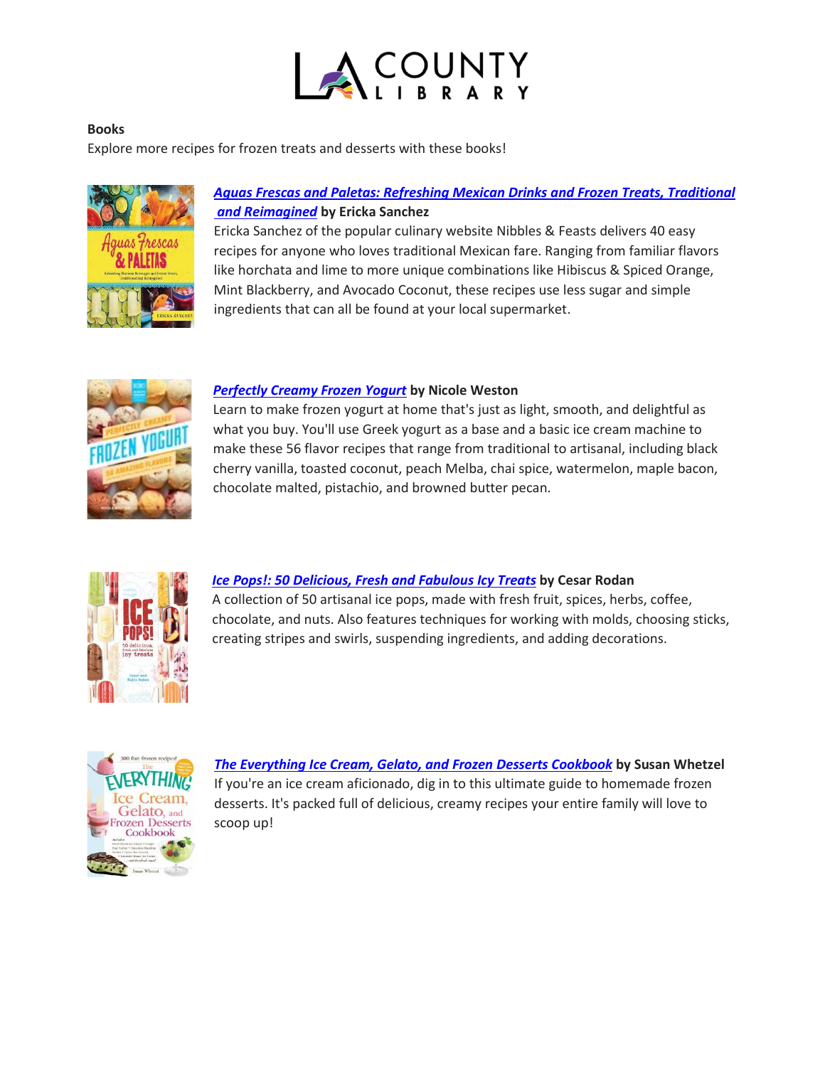**Books**

Explore more recipes for frozen treats and desserts with these books!

***Aguas Frescas and Paletas: Refreshing Mexican Drinks and Frozen Treats, Traditional and Reimagined*** **by Ericka Sanchez**

Ericka Sanchez of the popular culinary website Nibbles & Feasts delivers 40 easy recipes for anyone who loves traditional Mexican fare. Ranging from familiar flavors like horchata and lime to more unique combinations like Hibiscus & Spiced Orange, Mint Blackberry, and Avocado Coconut, these recipes use less sugar and simple ingredients that can all be found at your local supermarket.

***Perfectly Creamy Frozen Yogurt*** **by Nicole Weston**

Learn to make frozen yogurt at home that's just as light, smooth, and delightful as what you buy. You'll use Greek yogurt as a base and a basic ice cream machine to make these 56 flavor recipes that range from traditional to artisanal, including black cherry vanilla, toasted coconut, peach Melba, chai spice, watermelon, maple bacon, chocolate malted, pistachio, and browned butter pecan.

***Ice Pops!: 50 Delicious, Fresh and Fabulous Icy Treats*** **by Cesar Rodan**

A collection of 50 artisanal ice pops, made with fresh fruit, spices, herbs, coffee, chocolate, and nuts. Also features techniques for working with molds, choosing sticks, creating stripes and swirls, suspending ingredients, and adding decorations.

***The Everything Ice Cream, Gelato, and Frozen Desserts Cookbook*** **by Susan Whetzel**

If you're an ice cream aficionado, dig in to this ultimate guide to homemade frozen desserts. It's packed full of delicious, creamy recipes your entire family will love to scoop up!